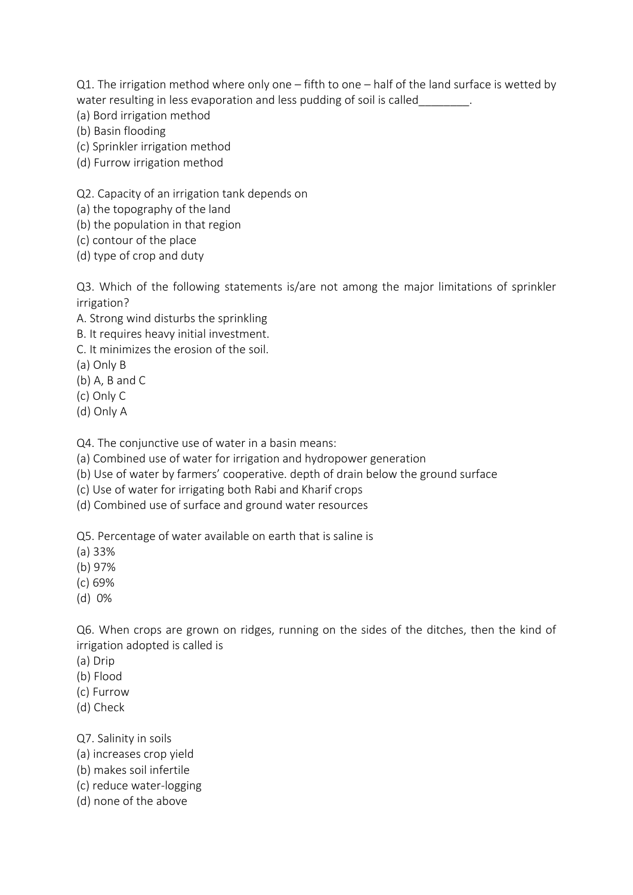Q1. The irrigation method where only one – fifth to one – half of the land surface is wetted by water resulting in less evaporation and less pudding of soil is called________.

(a) Bord irrigation method
(b) Basin flooding
(c) Sprinkler irrigation method
(d) Furrow irrigation method

Q2. Capacity of an irrigation tank depends on

(a) the topography of the land
(b) the population in that region
(c) contour of the place
(d) type of crop and duty

Q3. Which of the following statements is/are not among the major limitations of sprinkler irrigation?

A. Strong wind disturbs the sprinkling
B. It requires heavy initial investment.
C. It minimizes the erosion of the soil.

(a) Only B
(b) A, B and C
(c) Only C
(d) Only A

Q4. The conjunctive use of water in a basin means:

(a) Combined use of water for irrigation and hydropower generation
(b) Use of water by farmers' cooperative. depth of drain below the ground surface
(c) Use of water for irrigating both Rabi and Kharif crops
(d) Combined use of surface and ground water resources

Q5. Percentage of water available on earth that is saline is

(a) 33%
(b) 97%
(c) 69%
(d) 0%

Q6. When crops are grown on ridges, running on the sides of the ditches, then the kind of irrigation adopted is called is

(a) Drip
(b) Flood
(c) Furrow
(d) Check

Q7. Salinity in soils

(a) increases crop yield
(b) makes soil infertile
(c) reduce water-logging
(d) none of the above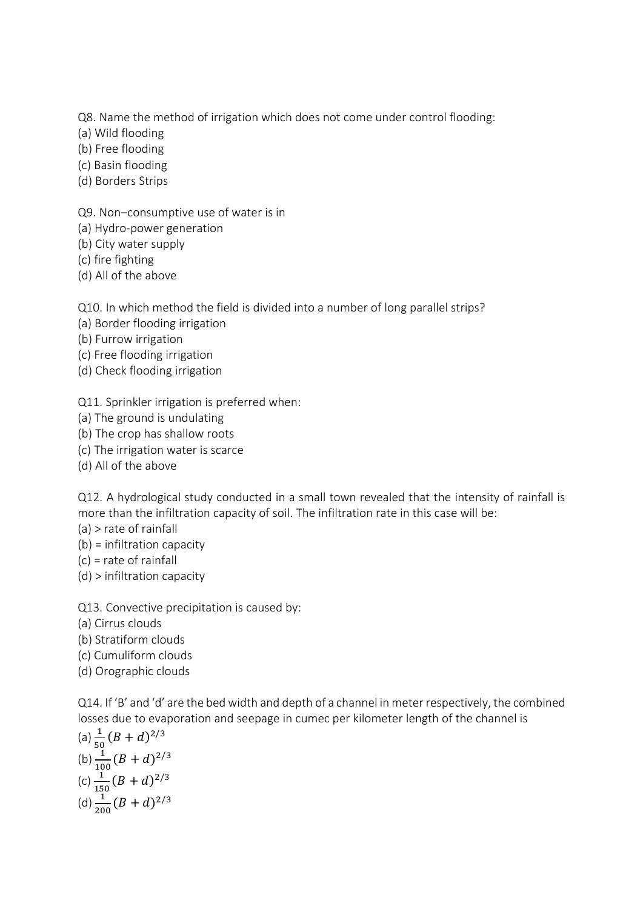Q8. Name the method of irrigation which does not come under control flooding:

(a) Wild flooding

(b) Free flooding

(c) Basin flooding

(d) Borders Strips

Q9. Non–consumptive use of water is in

(a) Hydro-power generation

(b) City water supply

(c) fire fighting

(d) All of the above

Q10. In which method the field is divided into a number of long parallel strips?

(a) Border flooding irrigation

(b) Furrow irrigation

(c) Free flooding irrigation

(d) Check flooding irrigation

Q11. Sprinkler irrigation is preferred when:

(a) The ground is undulating

(b) The crop has shallow roots

(c) The irrigation water is scarce

(d) All of the above

Q12. A hydrological study conducted in a small town revealed that the intensity of rainfall is more than the infiltration capacity of soil. The infiltration rate in this case will be:

(a) > rate of rainfall

(b) = infiltration capacity

(c) = rate of rainfall

(d) > infiltration capacity

Q13. Convective precipitation is caused by:

(a) Cirrus clouds

(b) Stratiform clouds

(c) Cumuliform clouds

(d) Orographic clouds

Q14. If 'B' and 'd' are the bed width and depth of a channel in meter respectively, the combined losses due to evaporation and seepage in cumec per kilometer length of the channel is

(a) $\frac{1}{50}(B + d)^{2/3}$

(b) $\frac{1}{100}(B + d)^{2/3}$

(c) $\frac{1}{150}(B + d)^{2/3}$

(d) $\frac{1}{200}(B + d)^{2/3}$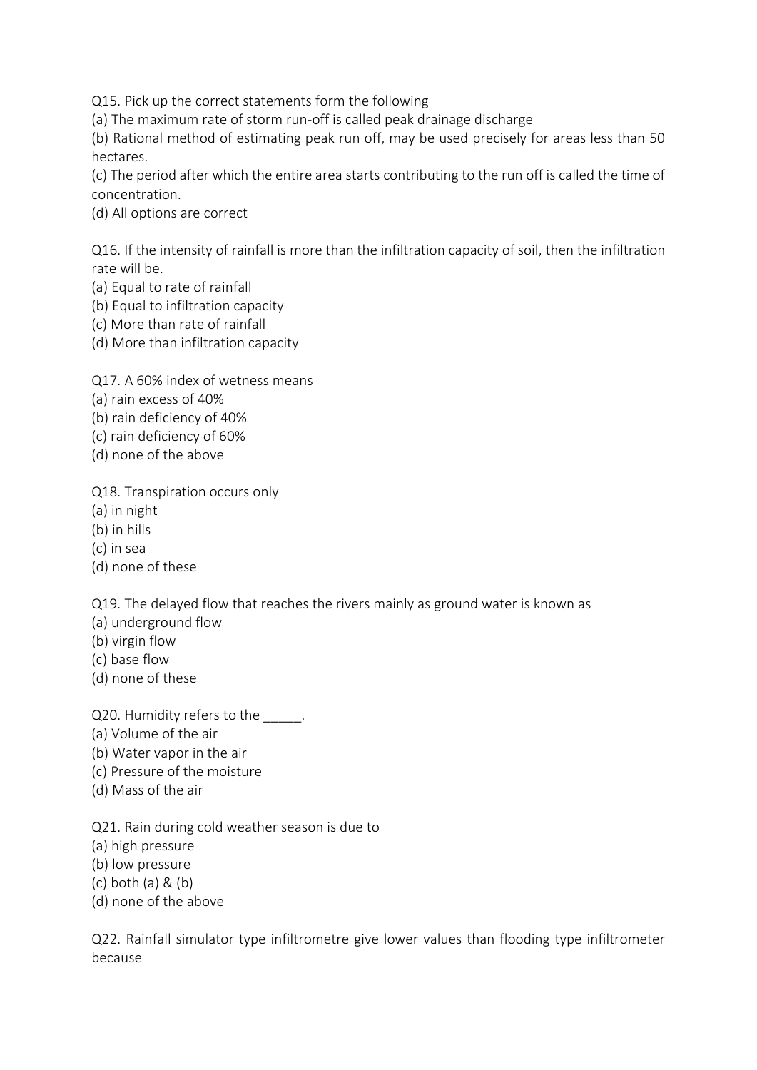Q15. Pick up the correct statements form the following

(a) The maximum rate of storm run-off is called peak drainage discharge

(b) Rational method of estimating peak run off, may be used precisely for areas less than 50 hectares.

(c) The period after which the entire area starts contributing to the run off is called the time of concentration.

(d) All options are correct

Q16. If the intensity of rainfall is more than the infiltration capacity of soil, then the infiltration rate will be.

(a) Equal to rate of rainfall

(b) Equal to infiltration capacity

(c) More than rate of rainfall

(d) More than infiltration capacity

Q17. A 60% index of wetness means

(a) rain excess of 40%

(b) rain deficiency of 40%

(c) rain deficiency of 60%

(d) none of the above

Q18. Transpiration occurs only

(a) in night

(b) in hills

(c) in sea

(d) none of these

Q19. The delayed flow that reaches the rivers mainly as ground water is known as

(a) underground flow

(b) virgin flow

(c) base flow

(d) none of these

Q20. Humidity refers to the _____.

(a) Volume of the air

(b) Water vapor in the air

(c) Pressure of the moisture

(d) Mass of the air

Q21. Rain during cold weather season is due to

(a) high pressure

(b) low pressure

(c) both (a) & (b)

(d) none of the above

Q22. Rainfall simulator type infiltrometre give lower values than flooding type infiltrometer because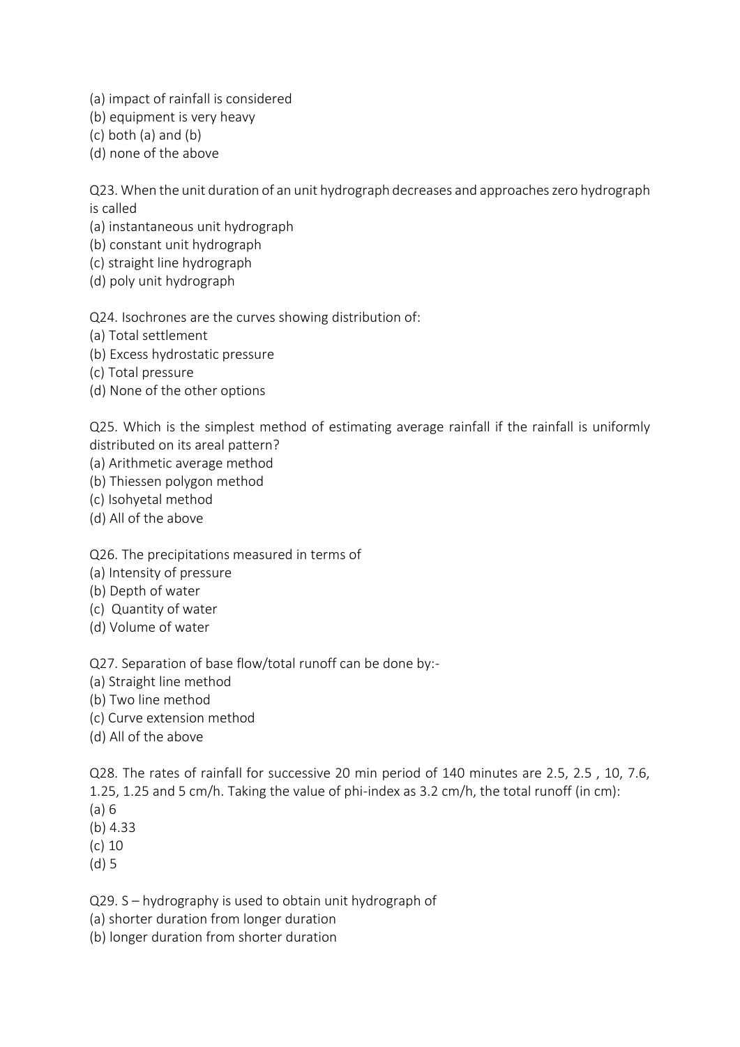(a) impact of rainfall is considered
(b) equipment is very heavy
(c) both (a) and (b)
(d) none of the above

Q23. When the unit duration of an unit hydrograph decreases and approaches zero hydrograph is called
(a) instantaneous unit hydrograph
(b) constant unit hydrograph
(c) straight line hydrograph
(d) poly unit hydrograph

Q24. Isochrones are the curves showing distribution of:
(a) Total settlement
(b) Excess hydrostatic pressure
(c) Total pressure
(d) None of the other options

Q25. Which is the simplest method of estimating average rainfall if the rainfall is uniformly distributed on its areal pattern?
(a) Arithmetic average method
(b) Thiessen polygon method
(c) Isohyetal method
(d) All of the above

Q26. The precipitations measured in terms of
(a) Intensity of pressure
(b) Depth of water
(c) Quantity of water
(d) Volume of water

Q27. Separation of base flow/total runoff can be done by:-
(a) Straight line method
(b) Two line method
(c) Curve extension method
(d) All of the above

Q28. The rates of rainfall for successive 20 min period of 140 minutes are 2.5, 2.5 , 10, 7.6, 1.25, 1.25 and 5 cm/h. Taking the value of phi-index as 3.2 cm/h, the total runoff (in cm):
(a) 6
(b) 4.33
(c) 10
(d) 5

Q29. S – hydrography is used to obtain unit hydrograph of
(a) shorter duration from longer duration
(b) longer duration from shorter duration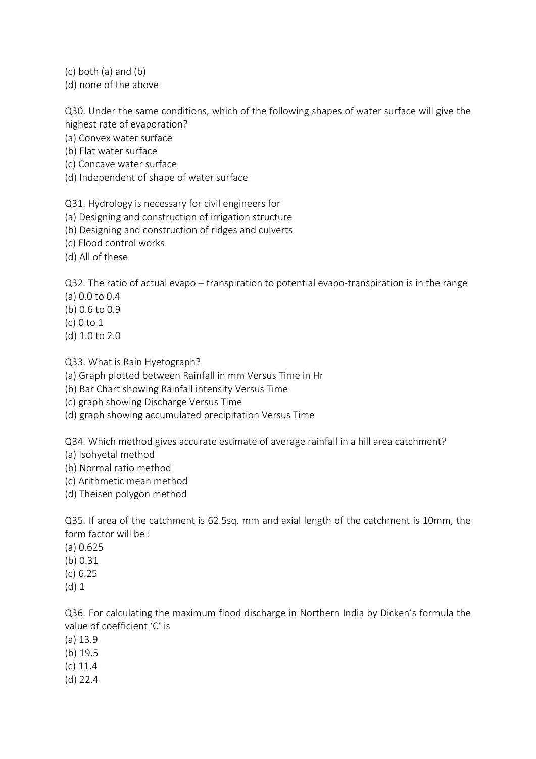(c) both (a) and (b)
(d) none of the above

Q30. Under the same conditions, which of the following shapes of water surface will give the highest rate of evaporation?
(a) Convex water surface
(b) Flat water surface
(c) Concave water surface
(d) Independent of shape of water surface

Q31. Hydrology is necessary for civil engineers for
(a) Designing and construction of irrigation structure
(b) Designing and construction of ridges and culverts
(c) Flood control works
(d) All of these

Q32. The ratio of actual evapo – transpiration to potential evapo-transpiration is in the range
(a) 0.0 to 0.4
(b) 0.6 to 0.9
(c) 0 to 1
(d) 1.0 to 2.0

Q33. What is Rain Hyetograph?
(a) Graph plotted between Rainfall in mm Versus Time in Hr
(b) Bar Chart showing Rainfall intensity Versus Time
(c) graph showing Discharge Versus Time
(d) graph showing accumulated precipitation Versus Time

Q34. Which method gives accurate estimate of average rainfall in a hill area catchment?
(a) Isohyetal method
(b) Normal ratio method
(c) Arithmetic mean method
(d) Theisen polygon method

Q35. If area of the catchment is 62.5sq. mm and axial length of the catchment is 10mm, the form factor will be :
(a) 0.625
(b) 0.31
(c) 6.25
(d) 1

Q36. For calculating the maximum flood discharge in Northern India by Dicken's formula the value of coefficient 'C' is
(a) 13.9
(b) 19.5
(c) 11.4
(d) 22.4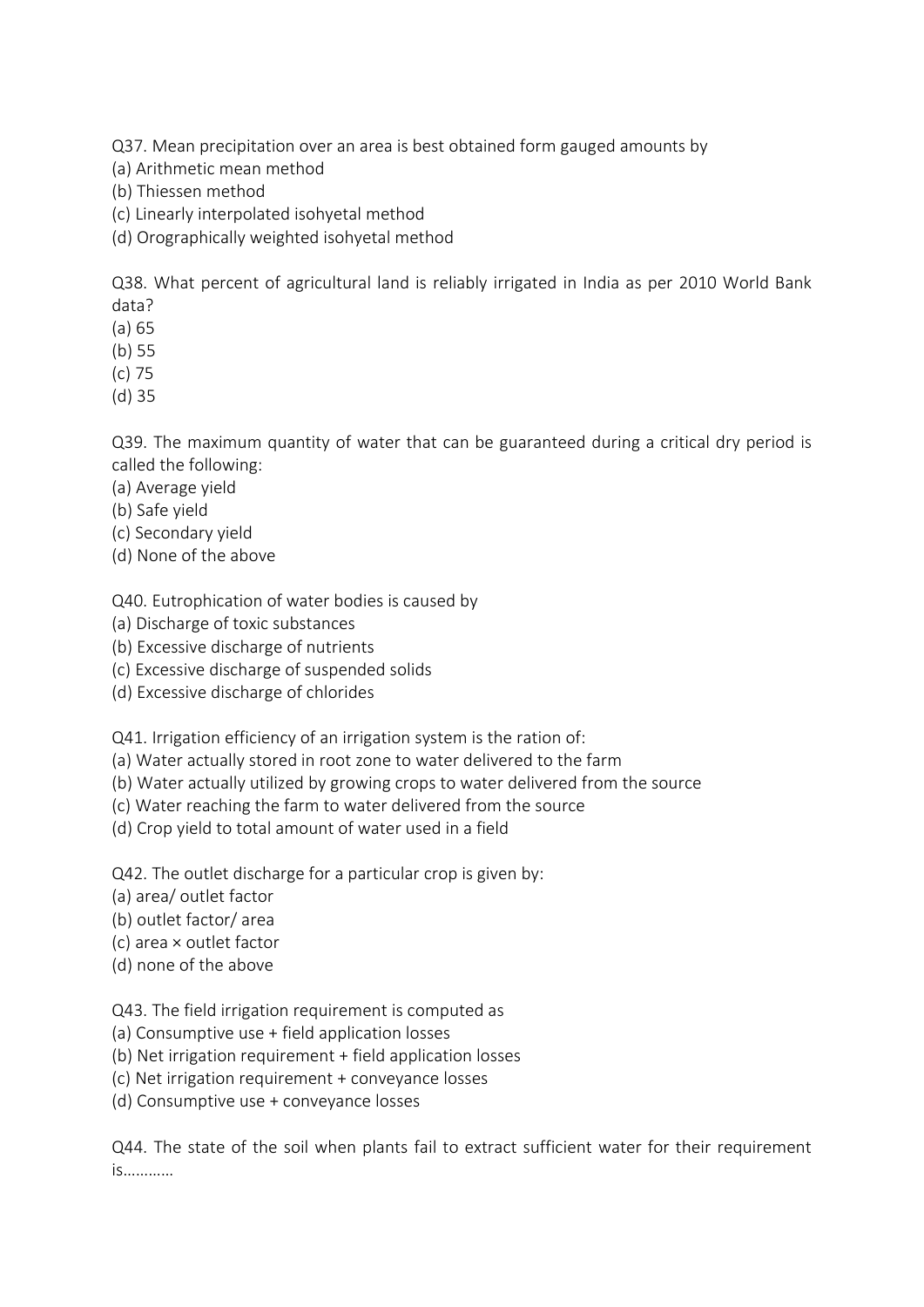Q37. Mean precipitation over an area is best obtained form gauged amounts by

(a) Arithmetic mean method
(b) Thiessen method
(c) Linearly interpolated isohyetal method
(d) Orographically weighted isohyetal method

Q38. What percent of agricultural land is reliably irrigated in India as per 2010 World Bank data?

(a) 65
(b) 55
(c) 75
(d) 35

Q39. The maximum quantity of water that can be guaranteed during a critical dry period is called the following:

(a) Average yield
(b) Safe yield
(c) Secondary yield
(d) None of the above

Q40. Eutrophication of water bodies is caused by

(a) Discharge of toxic substances
(b) Excessive discharge of nutrients
(c) Excessive discharge of suspended solids
(d) Excessive discharge of chlorides

Q41. Irrigation efficiency of an irrigation system is the ration of:

(a) Water actually stored in root zone to water delivered to the farm
(b) Water actually utilized by growing crops to water delivered from the source
(c) Water reaching the farm to water delivered from the source
(d) Crop yield to total amount of water used in a field

Q42. The outlet discharge for a particular crop is given by:

(a) area/ outlet factor
(b) outlet factor/ area
(c) area × outlet factor
(d) none of the above

Q43. The field irrigation requirement is computed as

(a) Consumptive use + field application losses
(b) Net irrigation requirement + field application losses
(c) Net irrigation requirement + conveyance losses
(d) Consumptive use + conveyance losses

Q44. The state of the soil when plants fail to extract sufficient water for their requirement is…………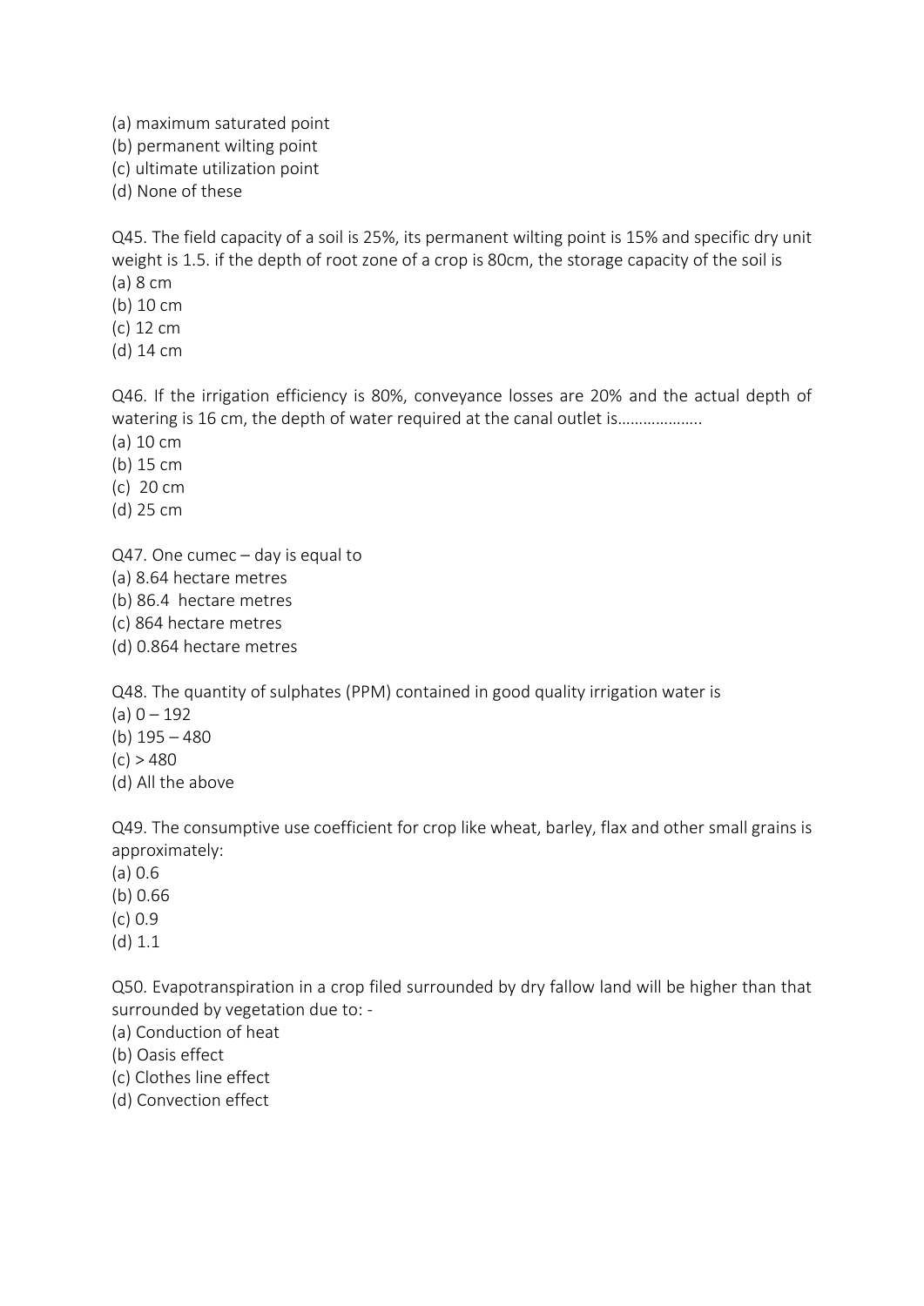(a) maximum saturated point
(b) permanent wilting point
(c) ultimate utilization point
(d) None of these

Q45. The field capacity of a soil is 25%, its permanent wilting point is 15% and specific dry unit weight is 1.5. if the depth of root zone of a crop is 80cm, the storage capacity of the soil is
(a) 8 cm
(b) 10 cm
(c) 12 cm
(d) 14 cm

Q46. If the irrigation efficiency is 80%, conveyance losses are 20% and the actual depth of watering is 16 cm, the depth of water required at the canal outlet is……………….
(a) 10 cm
(b) 15 cm
(c) 20 cm
(d) 25 cm

Q47. One cumec – day is equal to
(a) 8.64 hectare metres
(b) 86.4 hectare metres
(c) 864 hectare metres
(d) 0.864 hectare metres

Q48. The quantity of sulphates (PPM) contained in good quality irrigation water is
(a) 0 – 192
(b) 195 – 480
(c) > 480
(d) All the above

Q49. The consumptive use coefficient for crop like wheat, barley, flax and other small grains is approximately:
(a) 0.6
(b) 0.66
(c) 0.9
(d) 1.1

Q50. Evapotranspiration in a crop filed surrounded by dry fallow land will be higher than that surrounded by vegetation due to: -
(a) Conduction of heat
(b) Oasis effect
(c) Clothes line effect
(d) Convection effect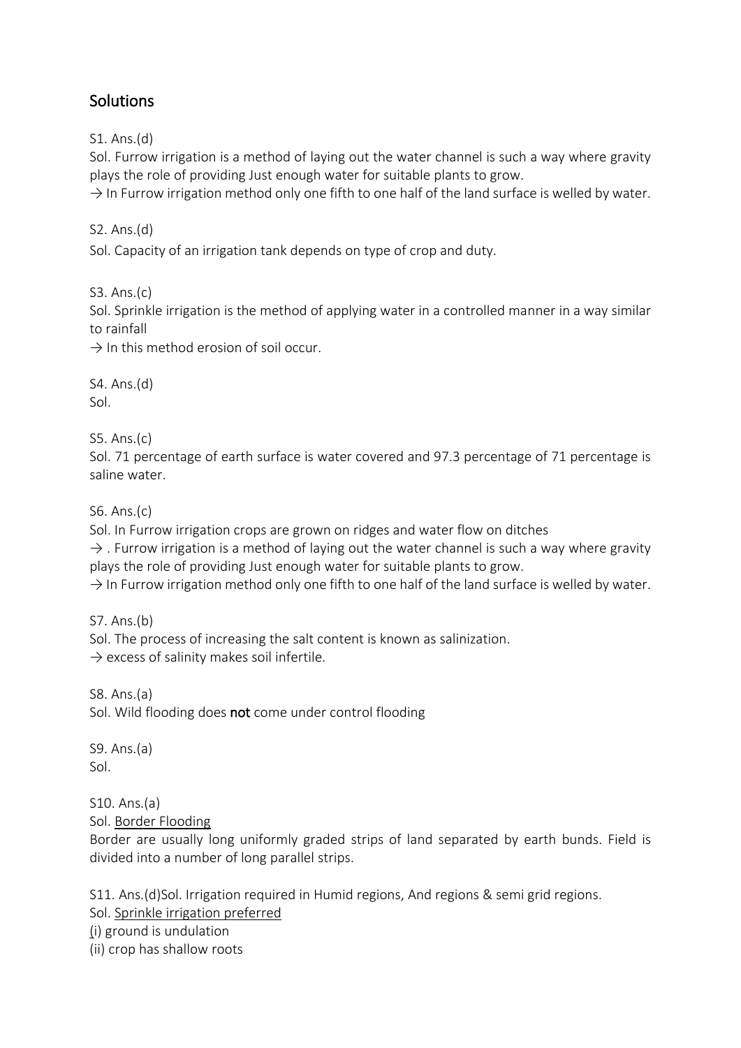## Solutions

S1. Ans.(d)

Sol. Furrow irrigation is a method of laying out the water channel is such a way where gravity plays the role of providing Just enough water for suitable plants to grow.

→ In Furrow irrigation method only one fifth to one half of the land surface is welled by water.

S2. Ans.(d)

Sol. Capacity of an irrigation tank depends on type of crop and duty.

S3. Ans.(c)

Sol. Sprinkle irrigation is the method of applying water in a controlled manner in a way similar to rainfall

→ In this method erosion of soil occur.

S4. Ans.(d)

Sol.

S5. Ans.(c)

Sol. 71 percentage of earth surface is water covered and 97.3 percentage of 71 percentage is saline water.

S6. Ans.(c)

Sol. In Furrow irrigation crops are grown on ridges and water flow on ditches

→ . Furrow irrigation is a method of laying out the water channel is such a way where gravity plays the role of providing Just enough water for suitable plants to grow.

→ In Furrow irrigation method only one fifth to one half of the land surface is welled by water.

S7. Ans.(b)

Sol. The process of increasing the salt content is known as salinization.

→ excess of salinity makes soil infertile.

S8. Ans.(a)

Sol. Wild flooding does **not** come under control flooding

S9. Ans.(a)

Sol.

S10. Ans.(a)

Sol. Border Flooding

Border are usually long uniformly graded strips of land separated by earth bunds. Field is divided into a number of long parallel strips.

S11. Ans.(d)Sol. Irrigation required in Humid regions, And regions & semi grid regions.

Sol. Sprinkle irrigation preferred

(i) ground is undulation

(ii) crop has shallow roots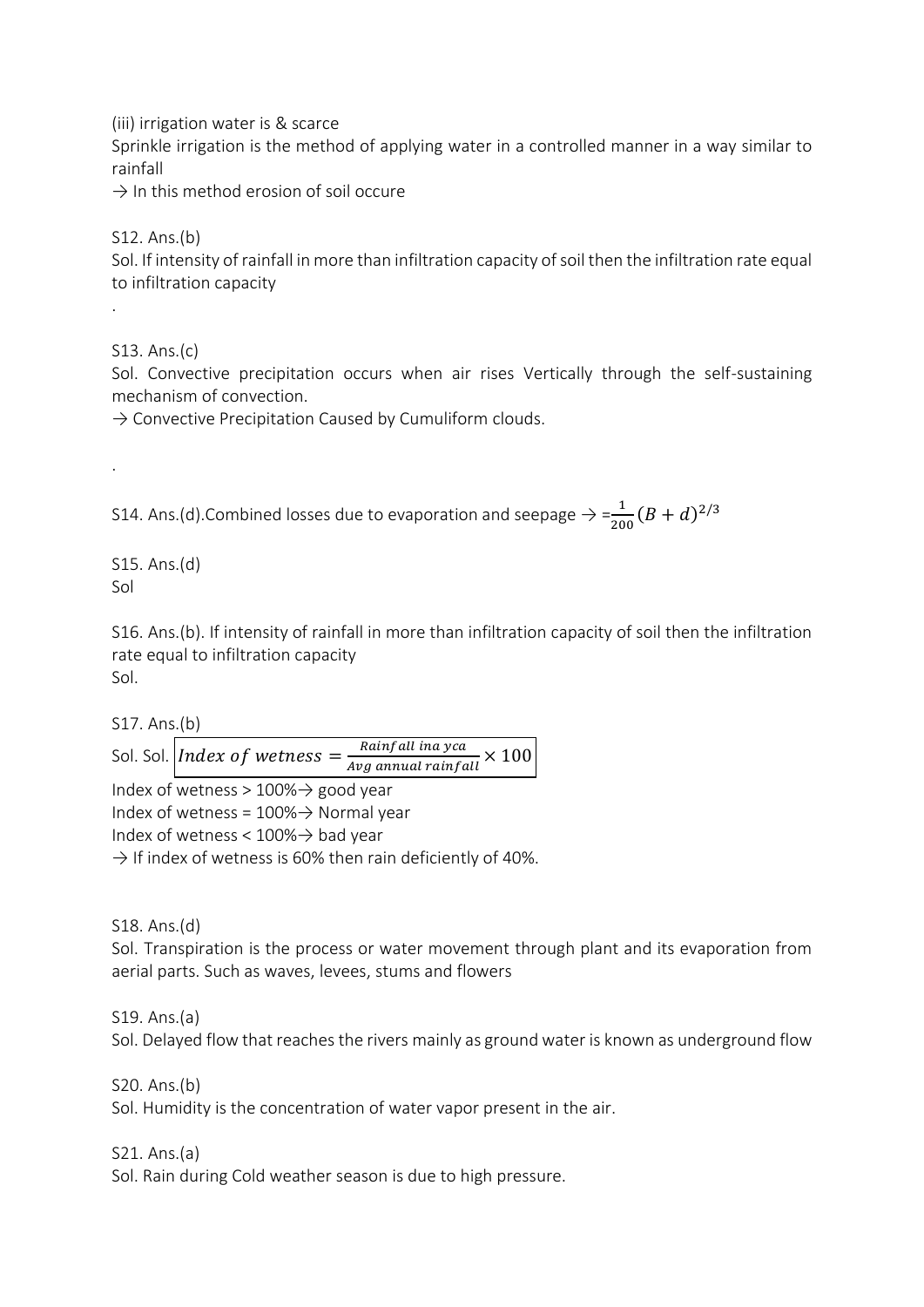(iii) irrigation water is & scarce

Sprinkle irrigation is the method of applying water in a controlled manner in a way similar to rainfall

→ In this method erosion of soil occure

S12. Ans.(b)

Sol. If intensity of rainfall in more than infiltration capacity of soil then the infiltration rate equal to infiltration capacity

.

S13. Ans.(c)

Sol. Convective precipitation occurs when air rises Vertically through the self-sustaining mechanism of convection.

→ Convective Precipitation Caused by Cumuliform clouds.

.

S14. Ans.(d).Combined losses due to evaporation and seepage → $= \frac{1}{200}(B+d)^{2/3}$

S15. Ans.(d)

Sol

S16. Ans.(b). If intensity of rainfall in more than infiltration capacity of soil then the infiltration rate equal to infiltration capacity

Sol.

S17. Ans.(b)

Sol. Sol. $\text{Index of wetness} = \frac{\text{Rainfall ina yca}}{\text{Avg annual rainfall}} \times 100$

Index of wetness > 100%→ good year

Index of wetness = 100%→ Normal year

Index of wetness < 100%→ bad year

→ If index of wetness is 60% then rain deficiently of 40%.

S18. Ans.(d)

Sol. Transpiration is the process or water movement through plant and its evaporation from aerial parts. Such as waves, levees, stums and flowers

S19. Ans.(a)

Sol. Delayed flow that reaches the rivers mainly as ground water is known as underground flow

S20. Ans.(b)

Sol. Humidity is the concentration of water vapor present in the air.

S21. Ans.(a)

Sol. Rain during Cold weather season is due to high pressure.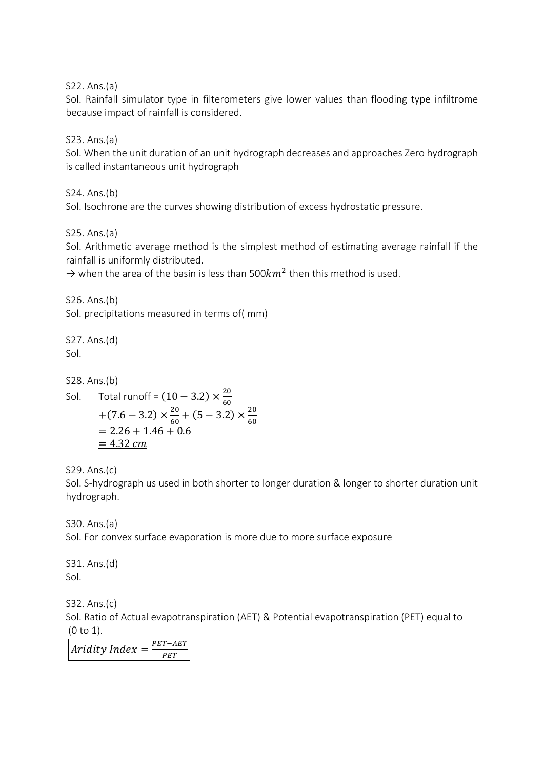S22. Ans.(a)

Sol. Rainfall simulator type in filterometers give lower values than flooding type infiltrome because impact of rainfall is considered.

S23. Ans.(a)

Sol. When the unit duration of an unit hydrograph decreases and approaches Zero hydrograph is called instantaneous unit hydrograph

S24. Ans.(b)

Sol. Isochrone are the curves showing distribution of excess hydrostatic pressure.

S25. Ans.(a)

Sol. Arithmetic average method is the simplest method of estimating average rainfall if the rainfall is uniformly distributed.

→ when the area of the basin is less than 500$km^2$ then this method is used.

S26. Ans.(b)

Sol. precipitations measured in terms of( mm)

S27. Ans.(d)

Sol.

S28. Ans.(b)

Sol. Total runoff = $(10 - 3.2) \times \frac{20}{60}$

$+(7.6 - 3.2) \times \frac{20}{60} + (5 - 3.2) \times \frac{20}{60}$

$= 2.26 + 1.46 + 0.6$

$= 4.32\ cm$

S29. Ans.(c)

Sol. S-hydrograph us used in both shorter to longer duration & longer to shorter duration unit hydrograph.

S30. Ans.(a)

Sol. For convex surface evaporation is more due to more surface exposure

S31. Ans.(d)

Sol.

S32. Ans.(c)

Sol. Ratio of Actual evapotranspiration (AET) & Potential evapotranspiration (PET) equal to (0 to 1).

$$Aridity\ Index = \frac{PET - AET}{PET}$$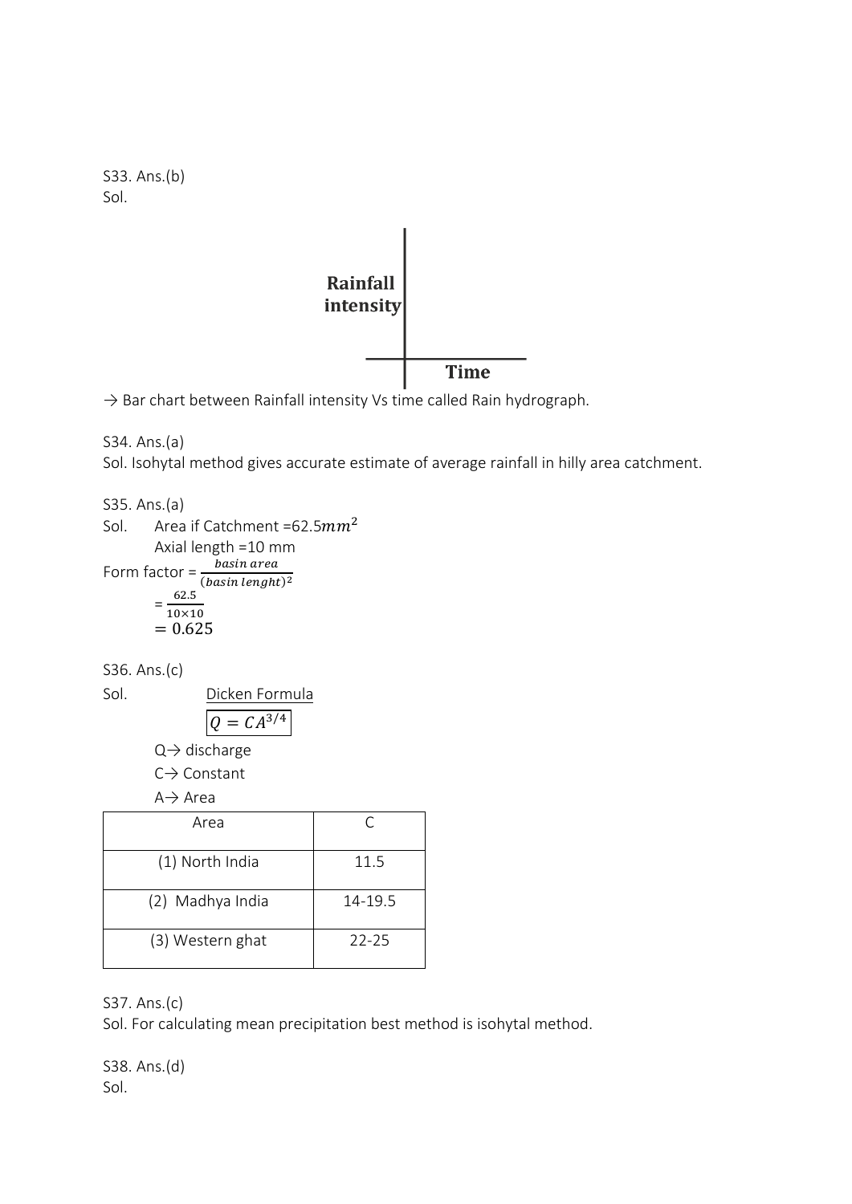S33. Ans.(b)
Sol.

Rainfall intensity

Time

→ Bar chart between Rainfall intensity Vs time called Rain hydrograph.

S34. Ans.(a)
Sol. Isohytal method gives accurate estimate of average rainfall in hilly area catchment.

S35. Ans.(a)
Sol. Area if Catchment =62.5$mm^2$
Axial length =10 mm

Form factor = $\frac{basin\ area}{(basin\ lenght)^2}$

$= \frac{62.5}{10 \times 10}$

$= 0.625$

S36. Ans.(c)
Sol. Dicken Formula

$$Q = CA^{3/4}$$

Q→ discharge
C→ Constant
A→ Area

| Area | C |
|---|---|
| (1) North India | 11.5 |
| (2) Madhya India | 14-19.5 |
| (3) Western ghat | 22-25 |

S37. Ans.(c)
Sol. For calculating mean precipitation best method is isohytal method.

S38. Ans.(d)
Sol.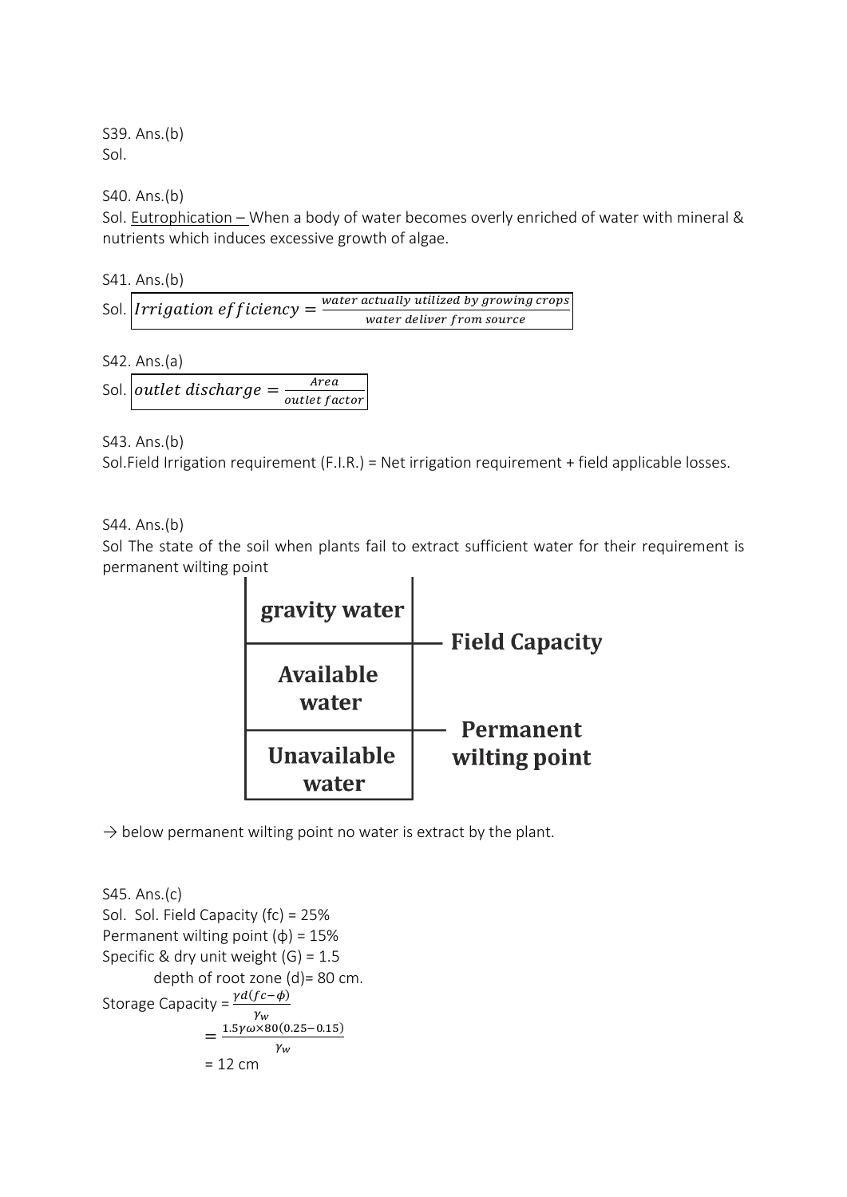S39. Ans.(b)
Sol.

S40. Ans.(b)
Sol. Eutrophication – When a body of water becomes overly enriched of water with mineral & nutrients which induces excessive growth of algae.

S41. Ans.(b)
Sol. $Irrigation\ efficiency = \frac{water\ actually\ utilized\ by\ growing\ crops}{water\ deliver\ from\ source}$

S42. Ans.(a)
Sol. $outlet\ discharge = \frac{Area}{outlet\ factor}$

S43. Ans.(b)
Sol.Field Irrigation requirement (F.I.R.) = Net irrigation requirement + field applicable losses.

S44. Ans.(b)
Sol The state of the soil when plants fail to extract sufficient water for their requirement is permanent wilting point

| gravity water | |
|---|---|
| | Field Capacity |
| Available water | |
| | Permanent wilting point |
| Unavailable water | |

→ below permanent wilting point no water is extract by the plant.

S45. Ans.(c)
Sol. Sol. Field Capacity (fc) = 25%
Permanent wilting point (ϕ) = 15%
Specific & dry unit weight (G) = 1.5
depth of root zone (d)= 80 cm.

Storage Capacity = $\frac{\gamma d(fc-\phi)}{\gamma_w}$

$= \frac{1.5\gamma\omega\times80(0.25-0.15)}{\gamma_w}$

= 12 cm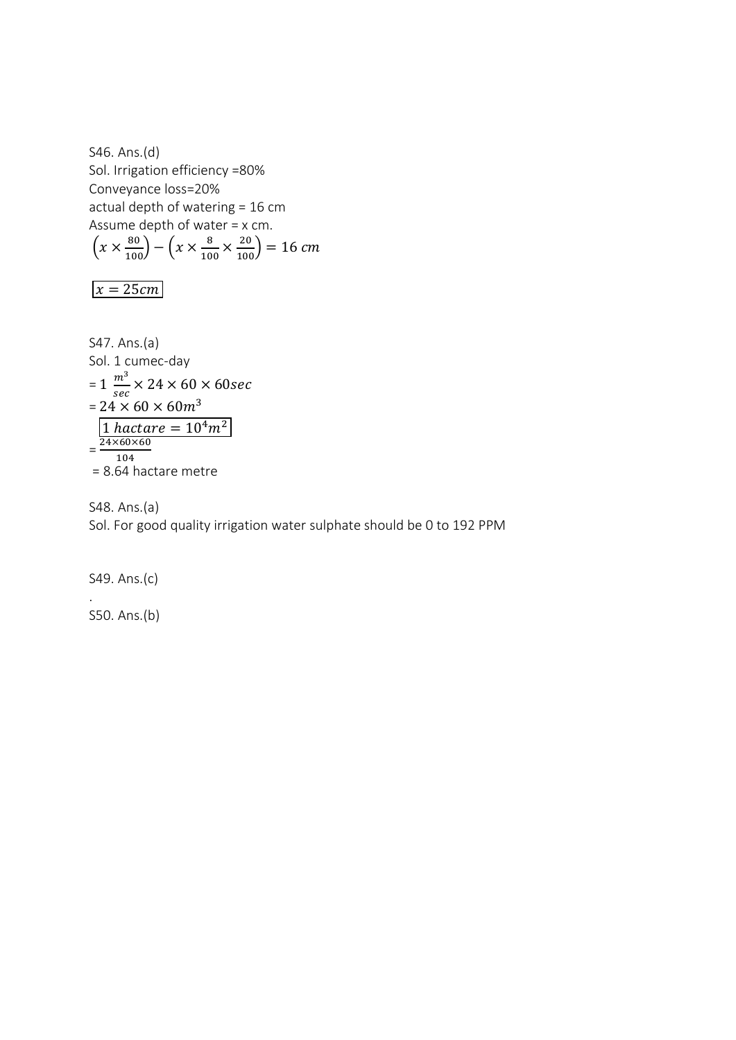S46. Ans.(d)

Sol. Irrigation efficiency =80%

Conveyance loss=20%

actual depth of watering = 16 cm

Assume depth of water = x cm.

$$\left(x \times \frac{80}{100}\right) - \left(x \times \frac{8}{100} \times \frac{20}{100}\right) = 16\ cm$$

$$\boxed{x = 25cm}$$

S47. Ans.(a)

Sol. 1 cumec-day

$= 1\ \frac{m^3}{sec} \times 24 \times 60 \times 60 sec$

$= 24 \times 60 \times 60 m^3$

$\boxed{1\ hactare = 10^4 m^2}$

$= \frac{24 \times 60 \times 60}{104}$

= 8.64 hactare metre

S48. Ans.(a)

Sol. For good quality irrigation water sulphate should be 0 to 192 PPM

S49. Ans.(c)

.

S50. Ans.(b)